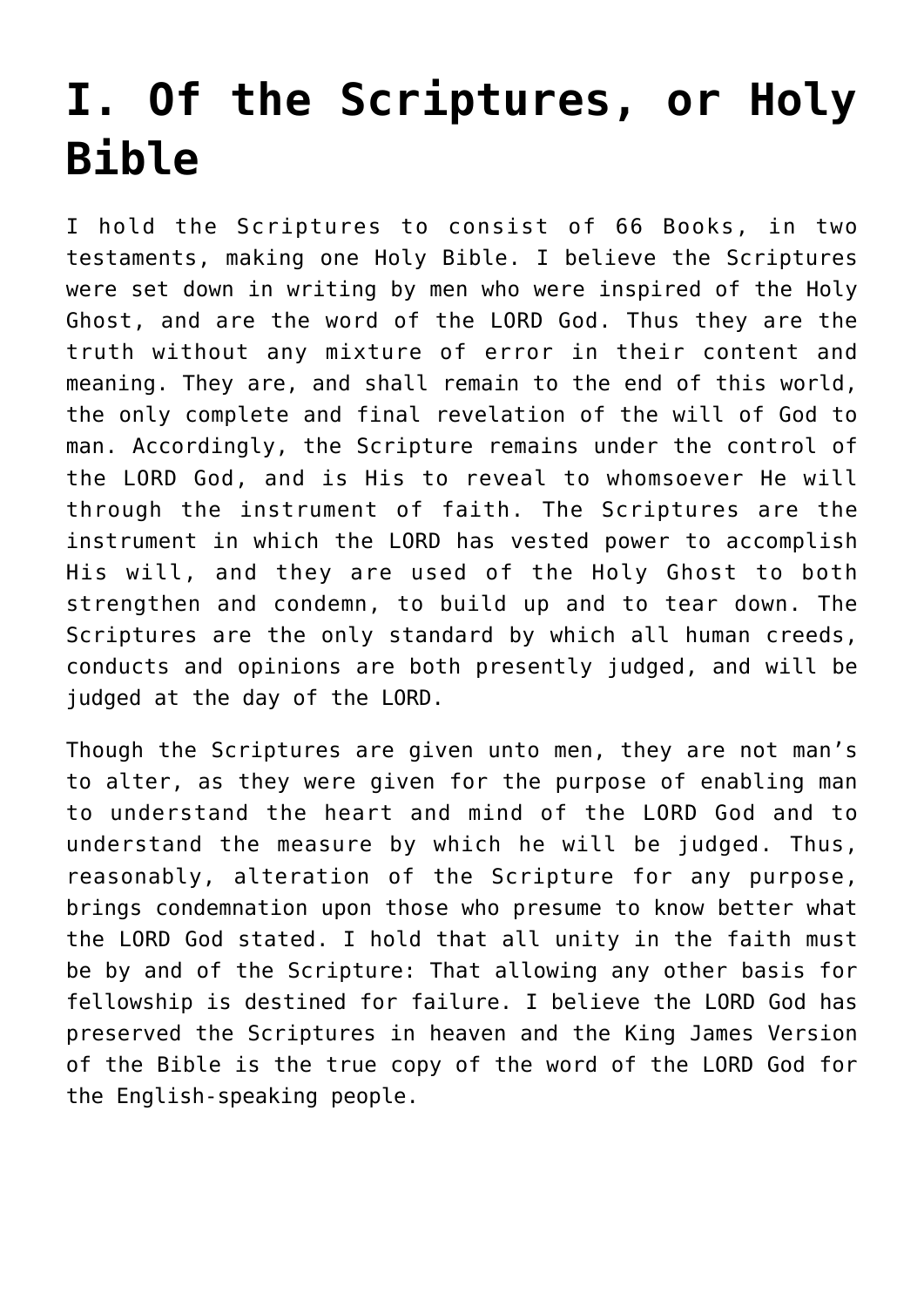# I. Of the Scriptures, or Holy Bible

I hold the Scriptures to consist of 66 Books, in two testaments, making one Holy Bible. I believe the Scriptures were set down in writing by men who were inspired of the Holy Ghost, and are the word of the LORD God. Thus they are the truth without any mixture of error in their content and meaning. They are, and shall remain to the end of this world, the only complete and final revelation of the will of God to man. Accordingly, the Scripture remains under the control of the LORD God, and is His to reveal to whomsoever He will through the instrument of faith. The Scriptures are the instrument in which the LORD has vested power to accomplish His will, and they are used of the Holy Ghost to both strengthen and condemn, to build up and to tear down. The Scriptures are the only standard by which all human creeds, conducts and opinions are both presently judged, and will be judged at the day of the LORD.

Though the Scriptures are given unto men, they are not man's to alter, as they were given for the purpose of enabling man to understand the heart and mind of the LORD God and to understand the measure by which he will be judged. Thus, reasonably, alteration of the Scripture for any purpose, brings condemnation upon those who presume to know better what the LORD God stated. I hold that all unity in the faith must be by and of the Scripture: That allowing any other basis for fellowship is destined for failure. I believe the LORD God has preserved the Scriptures in heaven and the King James Version of the Bible is the true copy of the word of the LORD God for the English-speaking people.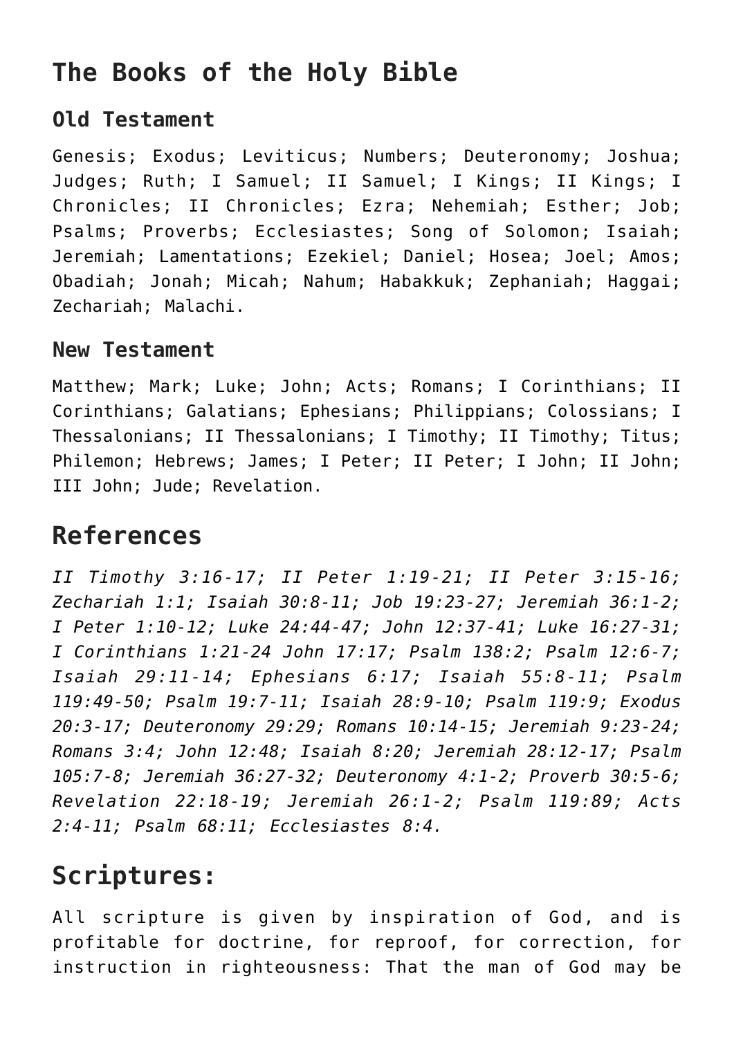## The Books of the Holy Bible

### Old Testament

Genesis; Exodus; Leviticus; Numbers; Deuteronomy; Joshua; Judges; Ruth; I Samuel; II Samuel; I Kings; II Kings; I Chronicles; II Chronicles; Ezra; Nehemiah; Esther; Job; Psalms; Proverbs; Ecclesiastes; Song of Solomon; Isaiah; Jeremiah; Lamentations; Ezekiel; Daniel; Hosea; Joel; Amos; Obadiah; Jonah; Micah; Nahum; Habakkuk; Zephaniah; Haggai; Zechariah; Malachi.

### New Testament

Matthew; Mark; Luke; John; Acts; Romans; I Corinthians; II Corinthians; Galatians; Ephesians; Philippians; Colossians; I Thessalonians; II Thessalonians; I Timothy; II Timothy; Titus; Philemon; Hebrews; James; I Peter; II Peter; I John; II John; III John; Jude; Revelation.

## References

*II Timothy 3:16-17; II Peter 1:19-21; II Peter 3:15-16; Zechariah 1:1; Isaiah 30:8-11; Job 19:23-27; Jeremiah 36:1-2; I Peter 1:10-12; Luke 24:44-47; John 12:37-41; Luke 16:27-31; I Corinthians 1:21-24 John 17:17; Psalm 138:2; Psalm 12:6-7; Isaiah 29:11-14; Ephesians 6:17; Isaiah 55:8-11; Psalm 119:49-50; Psalm 19:7-11; Isaiah 28:9-10; Psalm 119:9; Exodus 20:3-17; Deuteronomy 29:29; Romans 10:14-15; Jeremiah 9:23-24; Romans 3:4; John 12:48; Isaiah 8:20; Jeremiah 28:12-17; Psalm 105:7-8; Jeremiah 36:27-32; Deuteronomy 4:1-2; Proverb 30:5-6; Revelation 22:18-19; Jeremiah 26:1-2; Psalm 119:89; Acts 2:4-11; Psalm 68:11; Ecclesiastes 8:4.*

## Scriptures:

All scripture is given by inspiration of God, and is profitable for doctrine, for reproof, for correction, for instruction in righteousness: That the man of God may be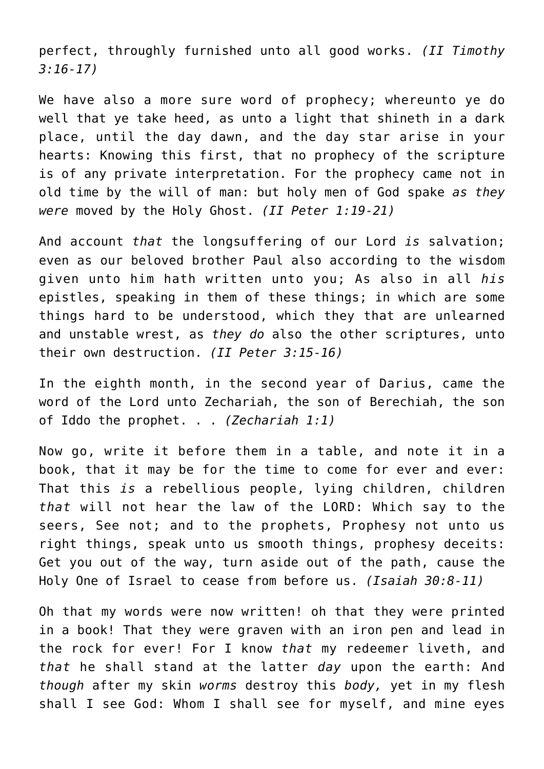perfect, throughly furnished unto all good works. *(II Timothy 3:16-17)*

We have also a more sure word of prophecy; whereunto ye do well that ye take heed, as unto a light that shineth in a dark place, until the day dawn, and the day star arise in your hearts: Knowing this first, that no prophecy of the scripture is of any private interpretation. For the prophecy came not in old time by the will of man: but holy men of God spake *as they were* moved by the Holy Ghost. *(II Peter 1:19-21)*

And account *that* the longsuffering of our Lord *is* salvation; even as our beloved brother Paul also according to the wisdom given unto him hath written unto you; As also in all *his* epistles, speaking in them of these things; in which are some things hard to be understood, which they that are unlearned and unstable wrest, as *they do* also the other scriptures, unto their own destruction. *(II Peter 3:15-16)*

In the eighth month, in the second year of Darius, came the word of the Lord unto Zechariah, the son of Berechiah, the son of Iddo the prophet. . . *(Zechariah 1:1)*

Now go, write it before them in a table, and note it in a book, that it may be for the time to come for ever and ever: That this *is* a rebellious people, lying children, children *that* will not hear the law of the LORD: Which say to the seers, See not; and to the prophets, Prophesy not unto us right things, speak unto us smooth things, prophesy deceits: Get you out of the way, turn aside out of the path, cause the Holy One of Israel to cease from before us. *(Isaiah 30:8-11)*

Oh that my words were now written! oh that they were printed in a book! That they were graven with an iron pen and lead in the rock for ever! For I know *that* my redeemer liveth, and *that* he shall stand at the latter *day* upon the earth: And *though* after my skin *worms* destroy this *body,* yet in my flesh shall I see God: Whom I shall see for myself, and mine eyes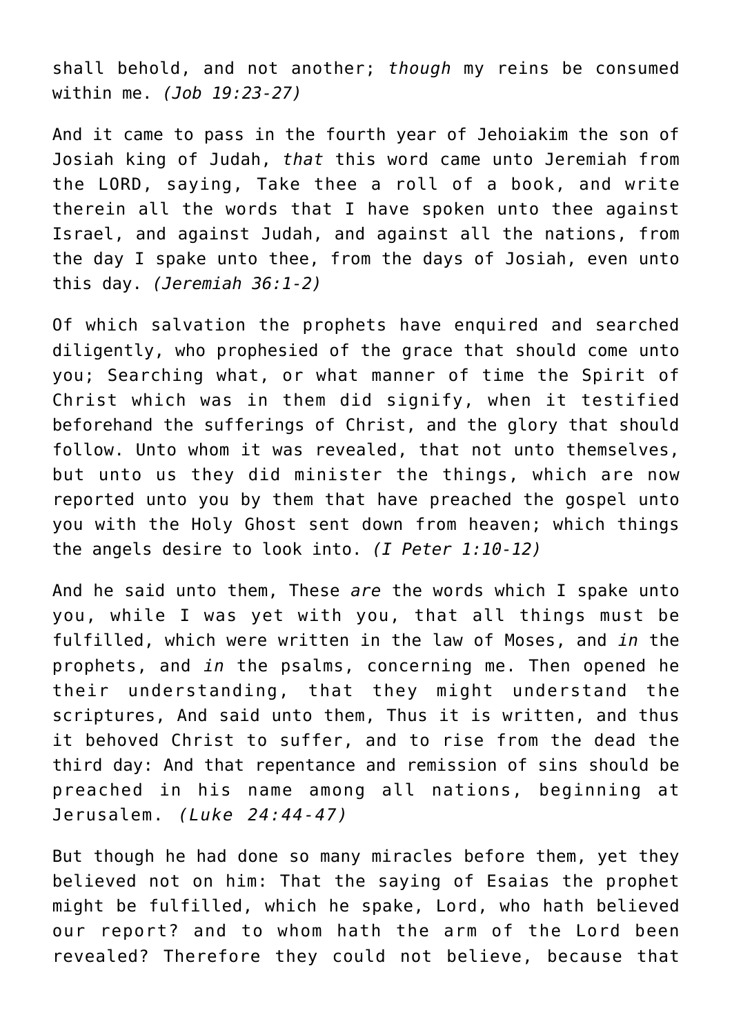shall behold, and not another; *though* my reins be consumed within me. *(Job 19:23-27)*

And it came to pass in the fourth year of Jehoiakim the son of Josiah king of Judah, *that* this word came unto Jeremiah from the LORD, saying, Take thee a roll of a book, and write therein all the words that I have spoken unto thee against Israel, and against Judah, and against all the nations, from the day I spake unto thee, from the days of Josiah, even unto this day. *(Jeremiah 36:1-2)*

Of which salvation the prophets have enquired and searched diligently, who prophesied of the grace that should come unto you; Searching what, or what manner of time the Spirit of Christ which was in them did signify, when it testified beforehand the sufferings of Christ, and the glory that should follow. Unto whom it was revealed, that not unto themselves, but unto us they did minister the things, which are now reported unto you by them that have preached the gospel unto you with the Holy Ghost sent down from heaven; which things the angels desire to look into. *(I Peter 1:10-12)*

And he said unto them, These *are* the words which I spake unto you, while I was yet with you, that all things must be fulfilled, which were written in the law of Moses, and *in* the prophets, and *in* the psalms, concerning me. Then opened he their understanding, that they might understand the scriptures, And said unto them, Thus it is written, and thus it behoved Christ to suffer, and to rise from the dead the third day: And that repentance and remission of sins should be preached in his name among all nations, beginning at Jerusalem. *(Luke 24:44-47)*

But though he had done so many miracles before them, yet they believed not on him: That the saying of Esaias the prophet might be fulfilled, which he spake, Lord, who hath believed our report? and to whom hath the arm of the Lord been revealed? Therefore they could not believe, because that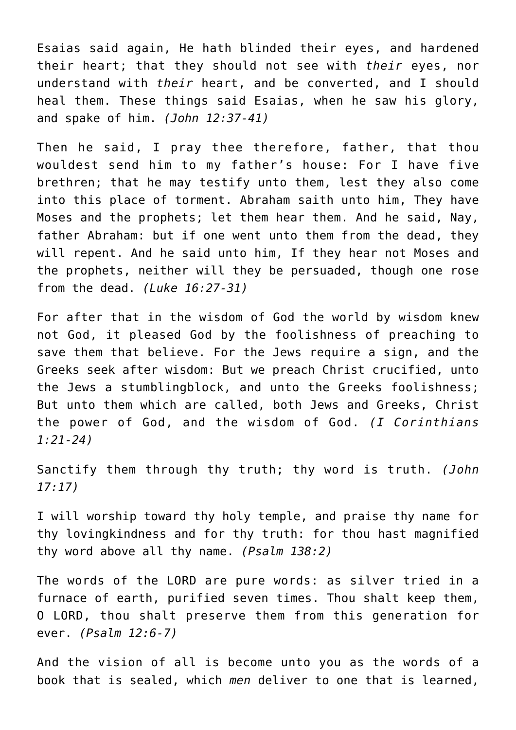Esaias said again, He hath blinded their eyes, and hardened their heart; that they should not see with *their* eyes, nor understand with *their* heart, and be converted, and I should heal them. These things said Esaias, when he saw his glory, and spake of him. *(John 12:37-41)*

Then he said, I pray thee therefore, father, that thou wouldest send him to my father's house: For I have five brethren; that he may testify unto them, lest they also come into this place of torment. Abraham saith unto him, They have Moses and the prophets; let them hear them. And he said, Nay, father Abraham: but if one went unto them from the dead, they will repent. And he said unto him, If they hear not Moses and the prophets, neither will they be persuaded, though one rose from the dead. *(Luke 16:27-31)*

For after that in the wisdom of God the world by wisdom knew not God, it pleased God by the foolishness of preaching to save them that believe. For the Jews require a sign, and the Greeks seek after wisdom: But we preach Christ crucified, unto the Jews a stumblingblock, and unto the Greeks foolishness; But unto them which are called, both Jews and Greeks, Christ the power of God, and the wisdom of God. *(I Corinthians 1:21-24)*

Sanctify them through thy truth; thy word is truth. *(John 17:17)*

I will worship toward thy holy temple, and praise thy name for thy lovingkindness and for thy truth: for thou hast magnified thy word above all thy name. *(Psalm 138:2)*

The words of the LORD are pure words: as silver tried in a furnace of earth, purified seven times. Thou shalt keep them, O LORD, thou shalt preserve them from this generation for ever. *(Psalm 12:6-7)*

And the vision of all is become unto you as the words of a book that is sealed, which *men* deliver to one that is learned,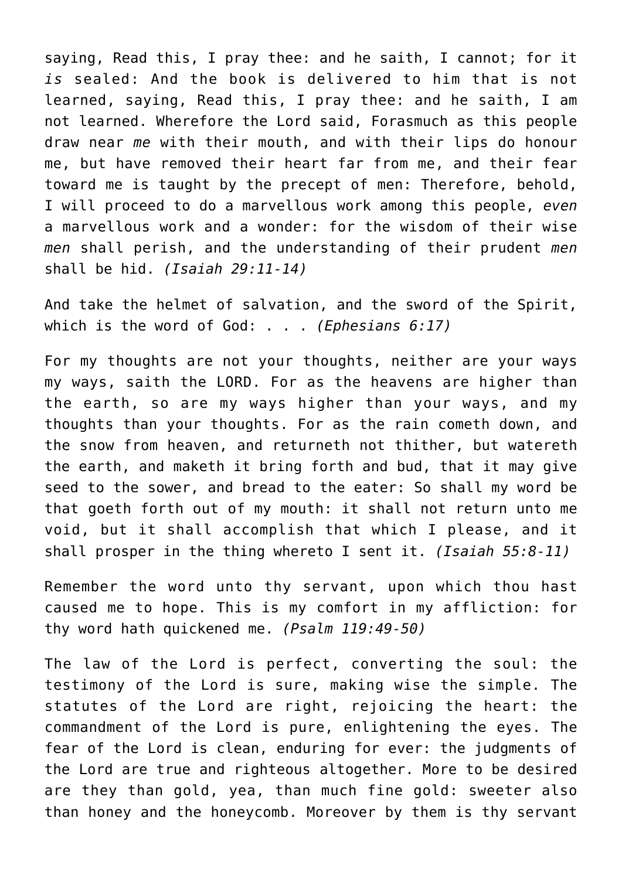saying, Read this, I pray thee: and he saith, I cannot; for it *is* sealed: And the book is delivered to him that is not learned, saying, Read this, I pray thee: and he saith, I am not learned. Wherefore the Lord said, Forasmuch as this people draw near *me* with their mouth, and with their lips do honour me, but have removed their heart far from me, and their fear toward me is taught by the precept of men: Therefore, behold, I will proceed to do a marvellous work among this people, *even* a marvellous work and a wonder: for the wisdom of their wise *men* shall perish, and the understanding of their prudent *men* shall be hid. *(Isaiah 29:11-14)*

And take the helmet of salvation, and the sword of the Spirit, which is the word of God: . . . *(Ephesians 6:17)*

For my thoughts are not your thoughts, neither are your ways my ways, saith the LORD. For as the heavens are higher than the earth, so are my ways higher than your ways, and my thoughts than your thoughts. For as the rain cometh down, and the snow from heaven, and returneth not thither, but watereth the earth, and maketh it bring forth and bud, that it may give seed to the sower, and bread to the eater: So shall my word be that goeth forth out of my mouth: it shall not return unto me void, but it shall accomplish that which I please, and it shall prosper in the thing whereto I sent it. *(Isaiah 55:8-11)*

Remember the word unto thy servant, upon which thou hast caused me to hope. This is my comfort in my affliction: for thy word hath quickened me. *(Psalm 119:49-50)*

The law of the Lord is perfect, converting the soul: the testimony of the Lord is sure, making wise the simple. The statutes of the Lord are right, rejoicing the heart: the commandment of the Lord is pure, enlightening the eyes. The fear of the Lord is clean, enduring for ever: the judgments of the Lord are true and righteous altogether. More to be desired are they than gold, yea, than much fine gold: sweeter also than honey and the honeycomb. Moreover by them is thy servant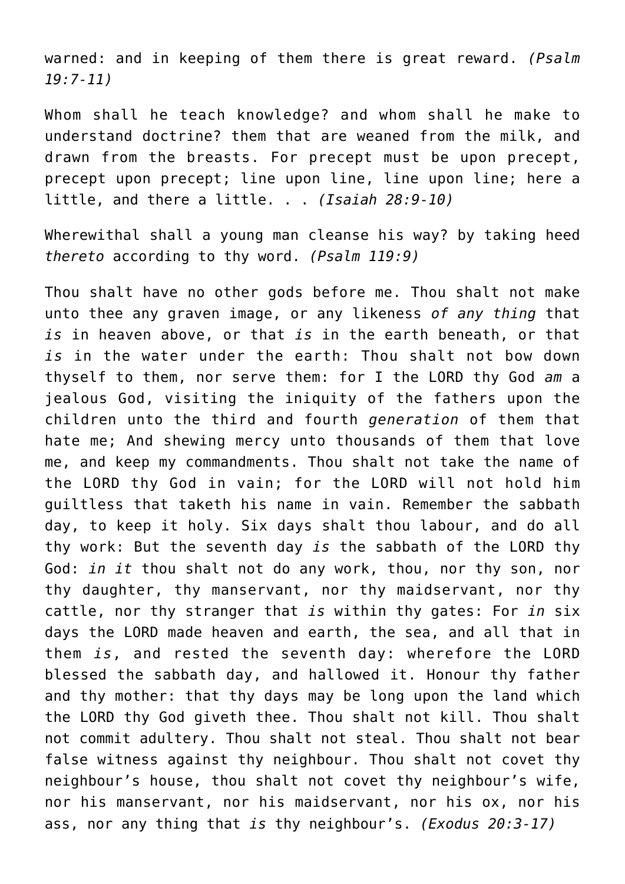warned: and in keeping of them there is great reward. *(Psalm 19:7-11)*

Whom shall he teach knowledge? and whom shall he make to understand doctrine? them that are weaned from the milk, and drawn from the breasts. For precept must be upon precept, precept upon precept; line upon line, line upon line; here a little, and there a little. . . *(Isaiah 28:9-10)*

Wherewithal shall a young man cleanse his way? by taking heed *thereto* according to thy word. *(Psalm 119:9)*

Thou shalt have no other gods before me. Thou shalt not make unto thee any graven image, or any likeness *of any thing* that *is* in heaven above, or that *is* in the earth beneath, or that *is* in the water under the earth: Thou shalt not bow down thyself to them, nor serve them: for I the LORD thy God *am* a jealous God, visiting the iniquity of the fathers upon the children unto the third and fourth *generation* of them that hate me; And shewing mercy unto thousands of them that love me, and keep my commandments. Thou shalt not take the name of the LORD thy God in vain; for the LORD will not hold him guiltless that taketh his name in vain. Remember the sabbath day, to keep it holy. Six days shalt thou labour, and do all thy work: But the seventh day *is* the sabbath of the LORD thy God: *in it* thou shalt not do any work, thou, nor thy son, nor thy daughter, thy manservant, nor thy maidservant, nor thy cattle, nor thy stranger that *is* within thy gates: For *in* six days the LORD made heaven and earth, the sea, and all that in them *is*, and rested the seventh day: wherefore the LORD blessed the sabbath day, and hallowed it. Honour thy father and thy mother: that thy days may be long upon the land which the LORD thy God giveth thee. Thou shalt not kill. Thou shalt not commit adultery. Thou shalt not steal. Thou shalt not bear false witness against thy neighbour. Thou shalt not covet thy neighbour's house, thou shalt not covet thy neighbour's wife, nor his manservant, nor his maidservant, nor his ox, nor his ass, nor any thing that *is* thy neighbour's. *(Exodus 20:3-17)*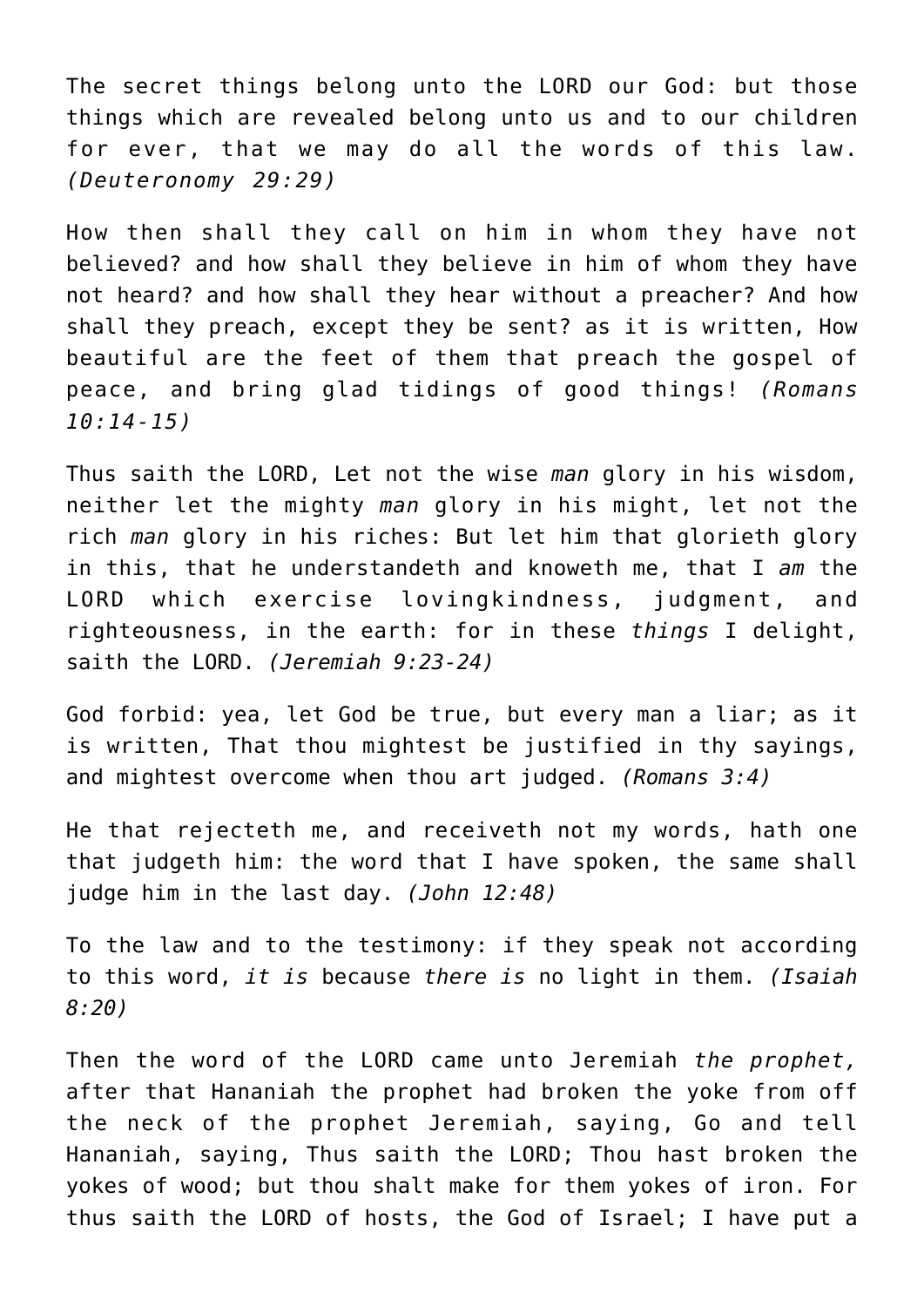The secret things belong unto the LORD our God: but those things which are revealed belong unto us and to our children for ever, that we may do all the words of this law. *(Deuteronomy 29:29)*

How then shall they call on him in whom they have not believed? and how shall they believe in him of whom they have not heard? and how shall they hear without a preacher? And how shall they preach, except they be sent? as it is written, How beautiful are the feet of them that preach the gospel of peace, and bring glad tidings of good things! *(Romans 10:14-15)*

Thus saith the LORD, Let not the wise *man* glory in his wisdom, neither let the mighty *man* glory in his might, let not the rich *man* glory in his riches: But let him that glorieth glory in this, that he understandeth and knoweth me, that I *am* the LORD which exercise lovingkindness, judgment, and righteousness, in the earth: for in these *things* I delight, saith the LORD. *(Jeremiah 9:23-24)*

God forbid: yea, let God be true, but every man a liar; as it is written, That thou mightest be justified in thy sayings, and mightest overcome when thou art judged. *(Romans 3:4)*

He that rejecteth me, and receiveth not my words, hath one that judgeth him: the word that I have spoken, the same shall judge him in the last day. *(John 12:48)*

To the law and to the testimony: if they speak not according to this word, *it is* because *there is* no light in them. *(Isaiah 8:20)*

Then the word of the LORD came unto Jeremiah *the prophet,* after that Hananiah the prophet had broken the yoke from off the neck of the prophet Jeremiah, saying, Go and tell Hananiah, saying, Thus saith the LORD; Thou hast broken the yokes of wood; but thou shalt make for them yokes of iron. For thus saith the LORD of hosts, the God of Israel; I have put a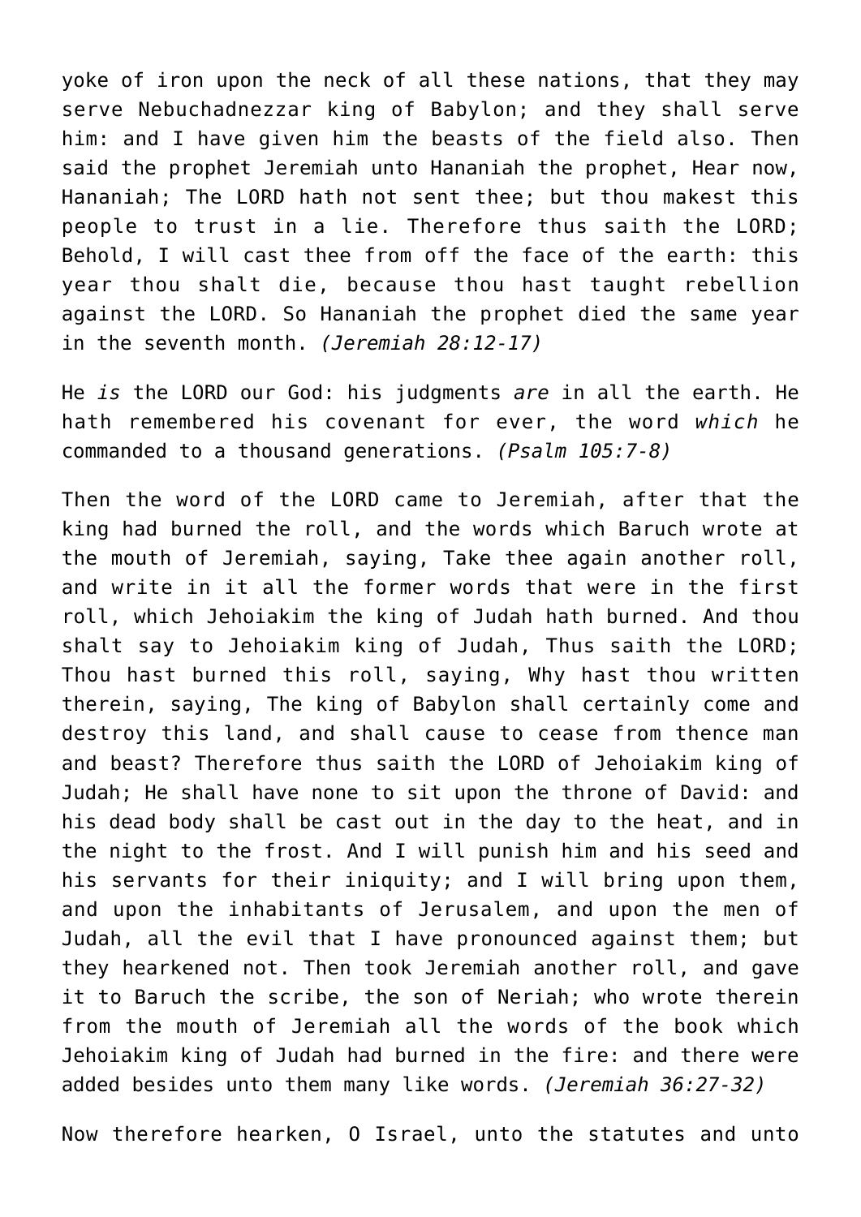yoke of iron upon the neck of all these nations, that they may serve Nebuchadnezzar king of Babylon; and they shall serve him: and I have given him the beasts of the field also. Then said the prophet Jeremiah unto Hananiah the prophet, Hear now, Hananiah; The LORD hath not sent thee; but thou makest this people to trust in a lie. Therefore thus saith the LORD; Behold, I will cast thee from off the face of the earth: this year thou shalt die, because thou hast taught rebellion against the LORD. So Hananiah the prophet died the same year in the seventh month. *(Jeremiah 28:12-17)*

He *is* the LORD our God: his judgments *are* in all the earth. He hath remembered his covenant for ever, the word *which* he commanded to a thousand generations. *(Psalm 105:7-8)*

Then the word of the LORD came to Jeremiah, after that the king had burned the roll, and the words which Baruch wrote at the mouth of Jeremiah, saying, Take thee again another roll, and write in it all the former words that were in the first roll, which Jehoiakim the king of Judah hath burned. And thou shalt say to Jehoiakim king of Judah, Thus saith the LORD; Thou hast burned this roll, saying, Why hast thou written therein, saying, The king of Babylon shall certainly come and destroy this land, and shall cause to cease from thence man and beast? Therefore thus saith the LORD of Jehoiakim king of Judah; He shall have none to sit upon the throne of David: and his dead body shall be cast out in the day to the heat, and in the night to the frost. And I will punish him and his seed and his servants for their iniquity; and I will bring upon them, and upon the inhabitants of Jerusalem, and upon the men of Judah, all the evil that I have pronounced against them; but they hearkened not. Then took Jeremiah another roll, and gave it to Baruch the scribe, the son of Neriah; who wrote therein from the mouth of Jeremiah all the words of the book which Jehoiakim king of Judah had burned in the fire: and there were added besides unto them many like words. *(Jeremiah 36:27-32)*

Now therefore hearken, O Israel, unto the statutes and unto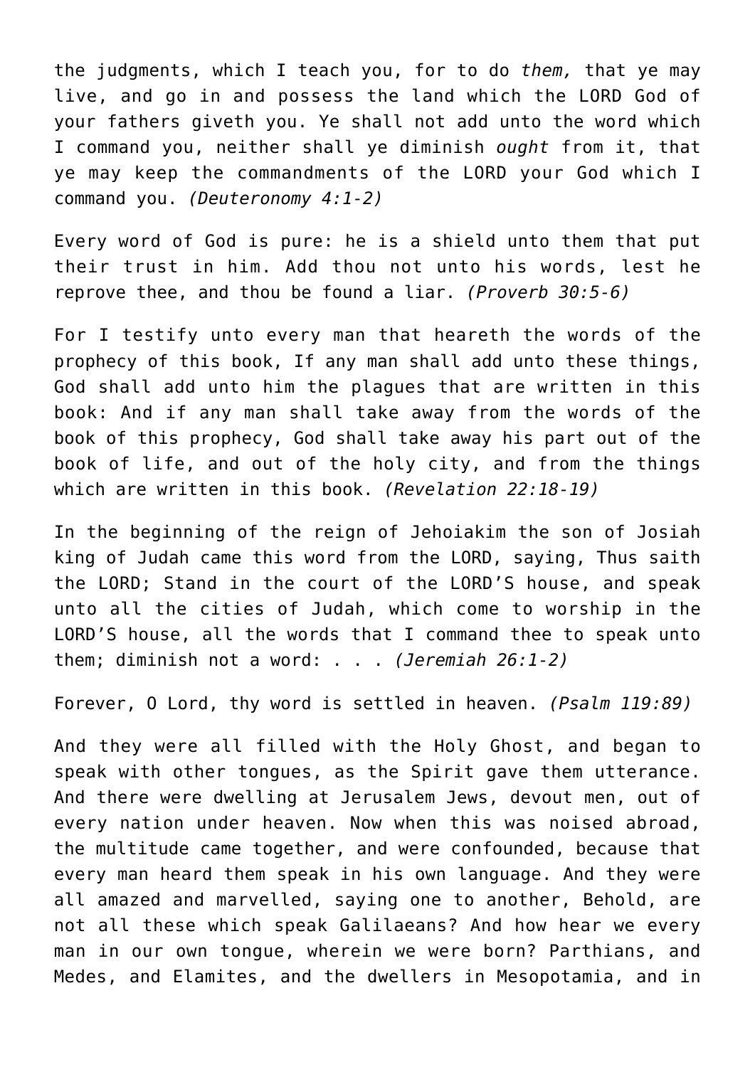the judgments, which I teach you, for to do *them,* that ye may live, and go in and possess the land which the LORD God of your fathers giveth you. Ye shall not add unto the word which I command you, neither shall ye diminish *ought* from it, that ye may keep the commandments of the LORD your God which I command you. *(Deuteronomy 4:1-2)*

Every word of God is pure: he is a shield unto them that put their trust in him. Add thou not unto his words, lest he reprove thee, and thou be found a liar. *(Proverb 30:5-6)*

For I testify unto every man that heareth the words of the prophecy of this book, If any man shall add unto these things, God shall add unto him the plagues that are written in this book: And if any man shall take away from the words of the book of this prophecy, God shall take away his part out of the book of life, and out of the holy city, and from the things which are written in this book. *(Revelation 22:18-19)*

In the beginning of the reign of Jehoiakim the son of Josiah king of Judah came this word from the LORD, saying, Thus saith the LORD; Stand in the court of the LORD'S house, and speak unto all the cities of Judah, which come to worship in the LORD'S house, all the words that I command thee to speak unto them; diminish not a word: . . . *(Jeremiah 26:1-2)*

Forever, O Lord, thy word is settled in heaven. *(Psalm 119:89)*

And they were all filled with the Holy Ghost, and began to speak with other tongues, as the Spirit gave them utterance. And there were dwelling at Jerusalem Jews, devout men, out of every nation under heaven. Now when this was noised abroad, the multitude came together, and were confounded, because that every man heard them speak in his own language. And they were all amazed and marvelled, saying one to another, Behold, are not all these which speak Galilaeans? And how hear we every man in our own tongue, wherein we were born? Parthians, and Medes, and Elamites, and the dwellers in Mesopotamia, and in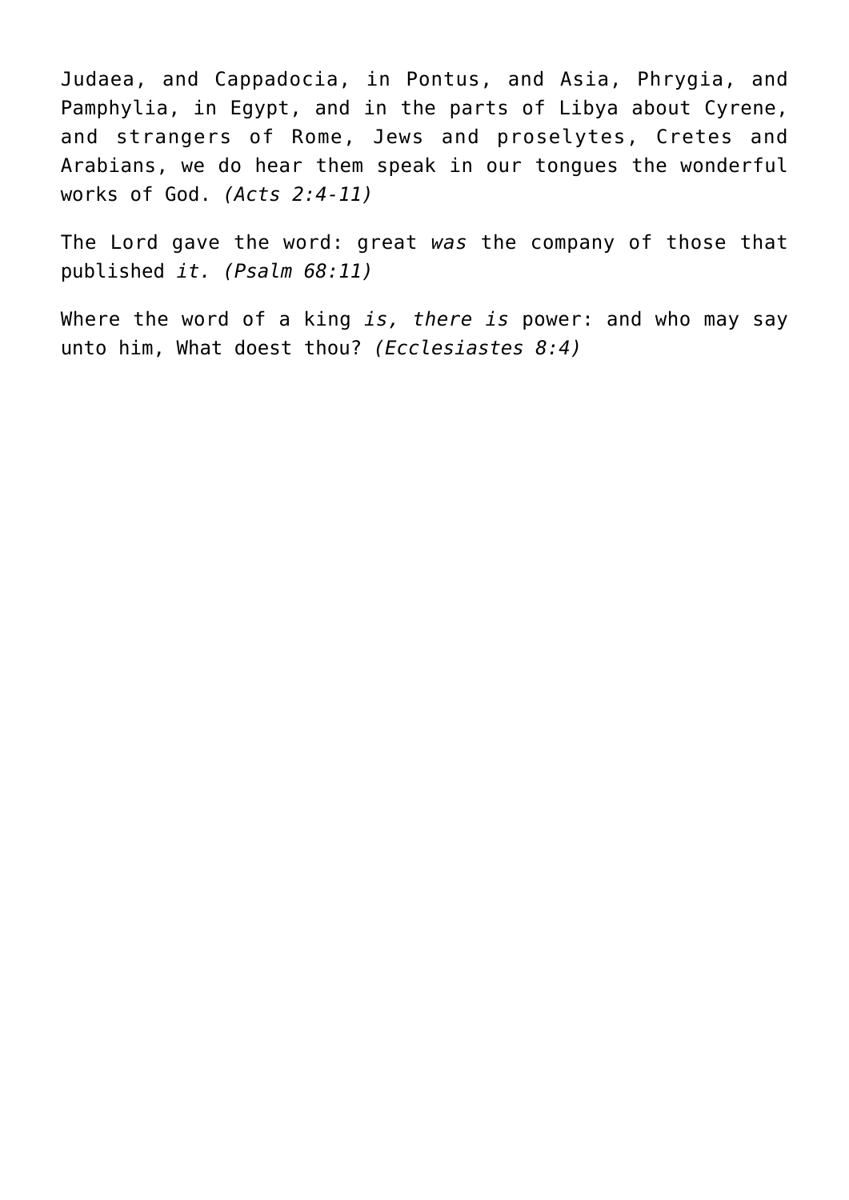Judaea, and Cappadocia, in Pontus, and Asia, Phrygia, and Pamphylia, in Egypt, and in the parts of Libya about Cyrene, and strangers of Rome, Jews and proselytes, Cretes and Arabians, we do hear them speak in our tongues the wonderful works of God. *(Acts 2:4-11)*

The Lord gave the word: great *was* the company of those that published *it. (Psalm 68:11)*

Where the word of a king *is, there is* power: and who may say unto him, What doest thou? *(Ecclesiastes 8:4)*